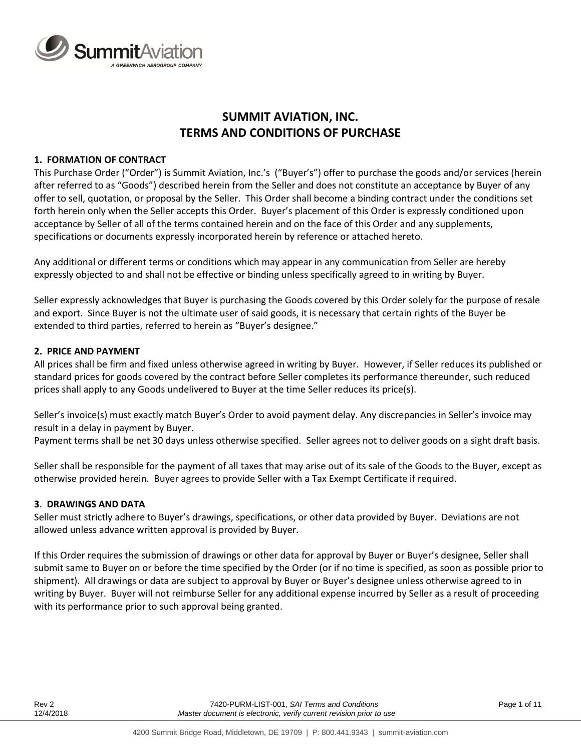# SUMMIT AVIATION, INC.
# TERMS AND CONDITIONS OF PURCHASE

## 1. FORMATION OF CONTRACT

This Purchase Order ("Order") is Summit Aviation, Inc.'s ("Buyer's") offer to purchase the goods and/or services (herein after referred to as "Goods") described herein from the Seller and does not constitute an acceptance by Buyer of any offer to sell, quotation, or proposal by the Seller. This Order shall become a binding contract under the conditions set forth herein only when the Seller accepts this Order. Buyer's placement of this Order is expressly conditioned upon acceptance by Seller of all of the terms contained herein and on the face of this Order and any supplements, specifications or documents expressly incorporated herein by reference or attached hereto.

Any additional or different terms or conditions which may appear in any communication from Seller are hereby expressly objected to and shall not be effective or binding unless specifically agreed to in writing by Buyer.

Seller expressly acknowledges that Buyer is purchasing the Goods covered by this Order solely for the purpose of resale and export. Since Buyer is not the ultimate user of said goods, it is necessary that certain rights of the Buyer be extended to third parties, referred to herein as "Buyer's designee."

## 2. PRICE AND PAYMENT

All prices shall be firm and fixed unless otherwise agreed in writing by Buyer. However, if Seller reduces its published or standard prices for goods covered by the contract before Seller completes its performance thereunder, such reduced prices shall apply to any Goods undelivered to Buyer at the time Seller reduces its price(s).

Seller's invoice(s) must exactly match Buyer's Order to avoid payment delay. Any discrepancies in Seller's invoice may result in a delay in payment by Buyer.
Payment terms shall be net 30 days unless otherwise specified. Seller agrees not to deliver goods on a sight draft basis.

Seller shall be responsible for the payment of all taxes that may arise out of its sale of the Goods to the Buyer, except as otherwise provided herein. Buyer agrees to provide Seller with a Tax Exempt Certificate if required.

## 3. DRAWINGS AND DATA

Seller must strictly adhere to Buyer's drawings, specifications, or other data provided by Buyer. Deviations are not allowed unless advance written approval is provided by Buyer.

If this Order requires the submission of drawings or other data for approval by Buyer or Buyer's designee, Seller shall submit same to Buyer on or before the time specified by the Order (or if no time is specified, as soon as possible prior to shipment). All drawings or data are subject to approval by Buyer or Buyer's designee unless otherwise agreed to in writing by Buyer. Buyer will not reimburse Seller for any additional expense incurred by Seller as a result of proceeding with its performance prior to such approval being granted.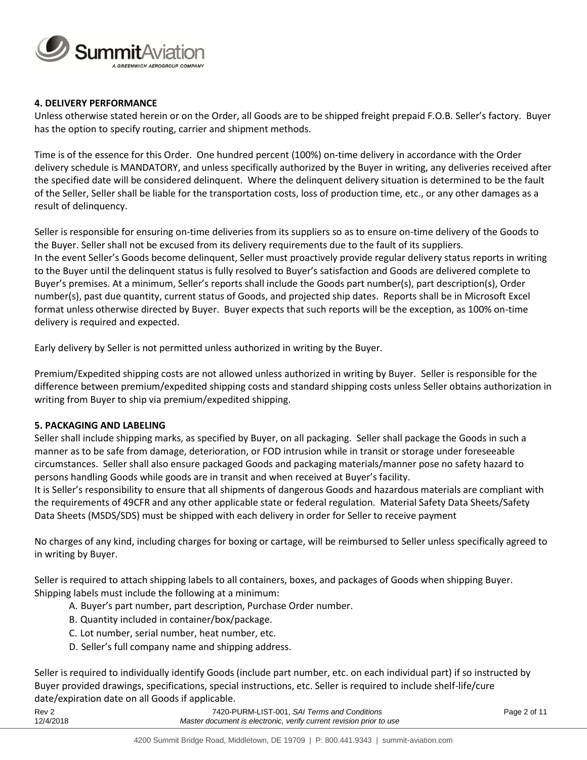## 4. DELIVERY PERFORMANCE

Unless otherwise stated herein or on the Order, all Goods are to be shipped freight prepaid F.O.B. Seller's factory. Buyer has the option to specify routing, carrier and shipment methods.

Time is of the essence for this Order. One hundred percent (100%) on-time delivery in accordance with the Order delivery schedule is MANDATORY, and unless specifically authorized by the Buyer in writing, any deliveries received after the specified date will be considered delinquent. Where the delinquent delivery situation is determined to be the fault of the Seller, Seller shall be liable for the transportation costs, loss of production time, etc., or any other damages as a result of delinquency.

Seller is responsible for ensuring on-time deliveries from its suppliers so as to ensure on-time delivery of the Goods to the Buyer. Seller shall not be excused from its delivery requirements due to the fault of its suppliers.
In the event Seller's Goods become delinquent, Seller must proactively provide regular delivery status reports in writing to the Buyer until the delinquent status is fully resolved to Buyer's satisfaction and Goods are delivered complete to Buyer's premises. At a minimum, Seller's reports shall include the Goods part number(s), part description(s), Order number(s), past due quantity, current status of Goods, and projected ship dates. Reports shall be in Microsoft Excel format unless otherwise directed by Buyer. Buyer expects that such reports will be the exception, as 100% on-time delivery is required and expected.

Early delivery by Seller is not permitted unless authorized in writing by the Buyer.

Premium/Expedited shipping costs are not allowed unless authorized in writing by Buyer. Seller is responsible for the difference between premium/expedited shipping costs and standard shipping costs unless Seller obtains authorization in writing from Buyer to ship via premium/expedited shipping.

## 5. PACKAGING AND LABELING

Seller shall include shipping marks, as specified by Buyer, on all packaging. Seller shall package the Goods in such a manner as to be safe from damage, deterioration, or FOD intrusion while in transit or storage under foreseeable circumstances. Seller shall also ensure packaged Goods and packaging materials/manner pose no safety hazard to persons handling Goods while goods are in transit and when received at Buyer's facility.
It is Seller's responsibility to ensure that all shipments of dangerous Goods and hazardous materials are compliant with the requirements of 49CFR and any other applicable state or federal regulation. Material Safety Data Sheets/Safety Data Sheets (MSDS/SDS) must be shipped with each delivery in order for Seller to receive payment

No charges of any kind, including charges for boxing or cartage, will be reimbursed to Seller unless specifically agreed to in writing by Buyer.

Seller is required to attach shipping labels to all containers, boxes, and packages of Goods when shipping Buyer. Shipping labels must include the following at a minimum:

A. Buyer's part number, part description, Purchase Order number.
B. Quantity included in container/box/package.
C. Lot number, serial number, heat number, etc.
D. Seller's full company name and shipping address.

Seller is required to individually identify Goods (include part number, etc. on each individual part) if so instructed by Buyer provided drawings, specifications, special instructions, etc. Seller is required to include shelf-life/cure date/expiration date on all Goods if applicable.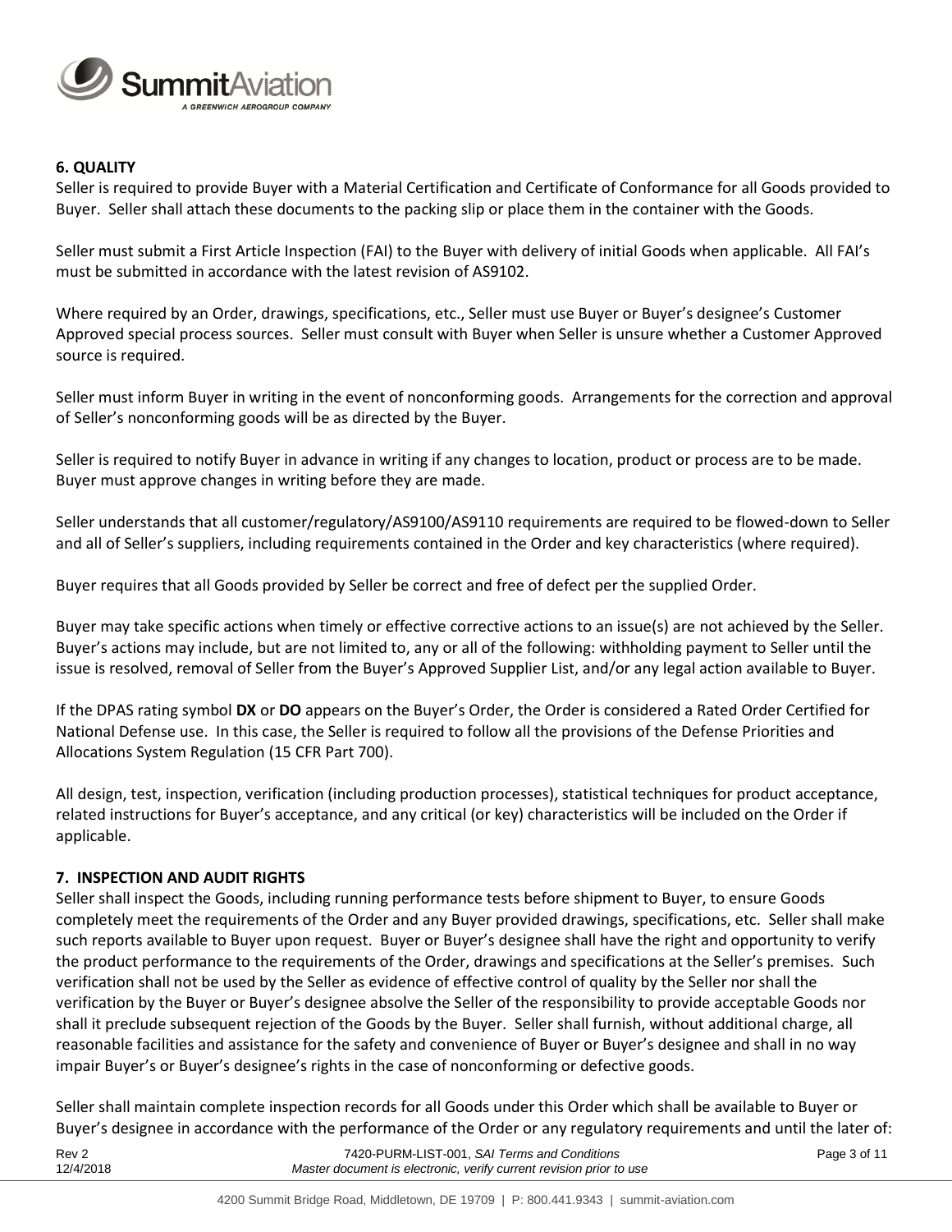## 6. QUALITY

Seller is required to provide Buyer with a Material Certification and Certificate of Conformance for all Goods provided to Buyer. Seller shall attach these documents to the packing slip or place them in the container with the Goods.

Seller must submit a First Article Inspection (FAI) to the Buyer with delivery of initial Goods when applicable. All FAI's must be submitted in accordance with the latest revision of AS9102.

Where required by an Order, drawings, specifications, etc., Seller must use Buyer or Buyer's designee's Customer Approved special process sources. Seller must consult with Buyer when Seller is unsure whether a Customer Approved source is required.

Seller must inform Buyer in writing in the event of nonconforming goods. Arrangements for the correction and approval of Seller's nonconforming goods will be as directed by the Buyer.

Seller is required to notify Buyer in advance in writing if any changes to location, product or process are to be made. Buyer must approve changes in writing before they are made.

Seller understands that all customer/regulatory/AS9100/AS9110 requirements are required to be flowed-down to Seller and all of Seller's suppliers, including requirements contained in the Order and key characteristics (where required).

Buyer requires that all Goods provided by Seller be correct and free of defect per the supplied Order.

Buyer may take specific actions when timely or effective corrective actions to an issue(s) are not achieved by the Seller. Buyer's actions may include, but are not limited to, any or all of the following: withholding payment to Seller until the issue is resolved, removal of Seller from the Buyer's Approved Supplier List, and/or any legal action available to Buyer.

If the DPAS rating symbol **DX** or **DO** appears on the Buyer's Order, the Order is considered a Rated Order Certified for National Defense use. In this case, the Seller is required to follow all the provisions of the Defense Priorities and Allocations System Regulation (15 CFR Part 700).

All design, test, inspection, verification (including production processes), statistical techniques for product acceptance, related instructions for Buyer's acceptance, and any critical (or key) characteristics will be included on the Order if applicable.

## 7. INSPECTION AND AUDIT RIGHTS

Seller shall inspect the Goods, including running performance tests before shipment to Buyer, to ensure Goods completely meet the requirements of the Order and any Buyer provided drawings, specifications, etc. Seller shall make such reports available to Buyer upon request. Buyer or Buyer's designee shall have the right and opportunity to verify the product performance to the requirements of the Order, drawings and specifications at the Seller's premises. Such verification shall not be used by the Seller as evidence of effective control of quality by the Seller nor shall the verification by the Buyer or Buyer's designee absolve the Seller of the responsibility to provide acceptable Goods nor shall it preclude subsequent rejection of the Goods by the Buyer. Seller shall furnish, without additional charge, all reasonable facilities and assistance for the safety and convenience of Buyer or Buyer's designee and shall in no way impair Buyer's or Buyer's designee's rights in the case of nonconforming or defective goods.

Seller shall maintain complete inspection records for all Goods under this Order which shall be available to Buyer or Buyer's designee in accordance with the performance of the Order or any regulatory requirements and until the later of: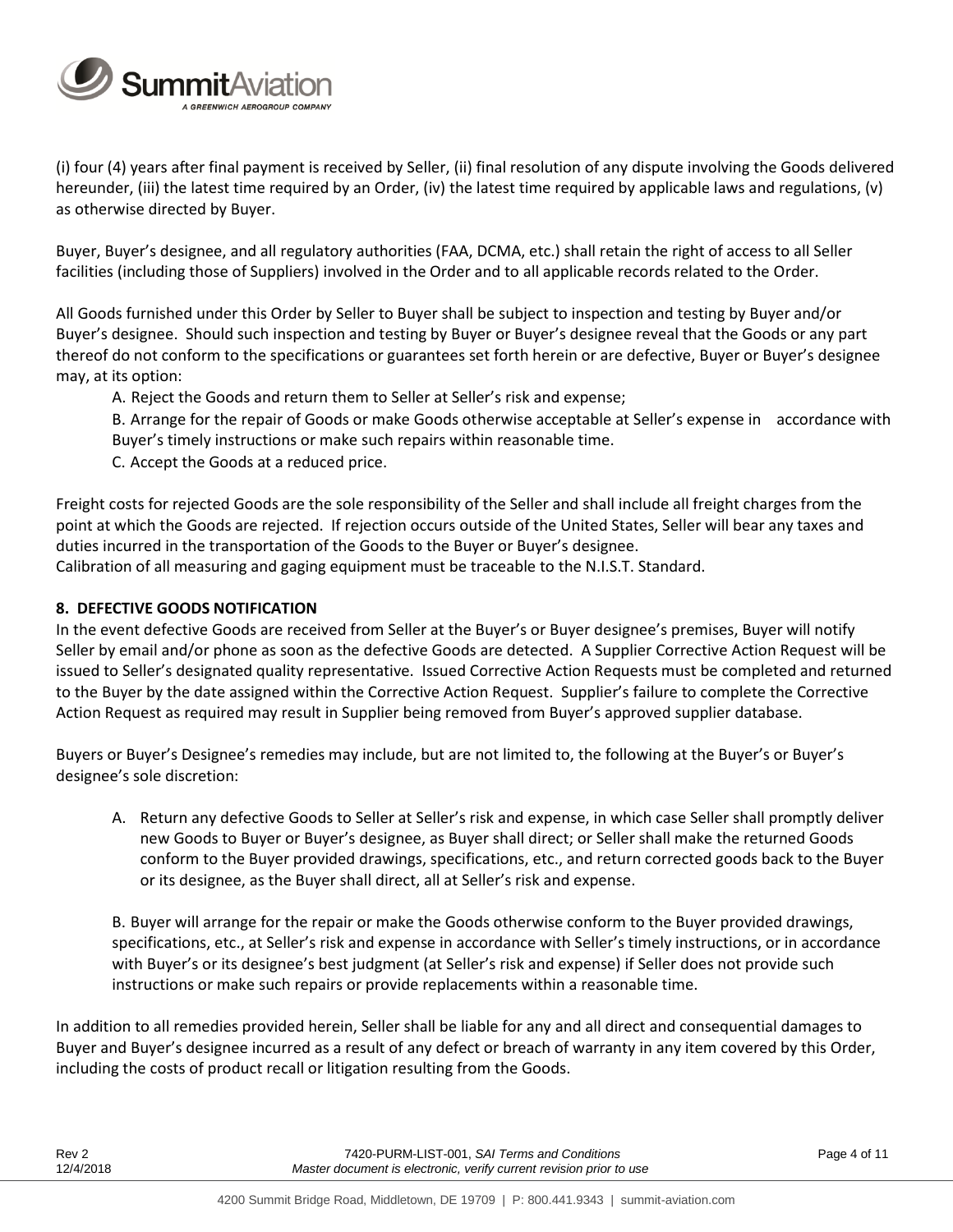(i) four (4) years after final payment is received by Seller, (ii) final resolution of any dispute involving the Goods delivered hereunder, (iii) the latest time required by an Order, (iv) the latest time required by applicable laws and regulations, (v) as otherwise directed by Buyer.

Buyer, Buyer's designee, and all regulatory authorities (FAA, DCMA, etc.) shall retain the right of access to all Seller facilities (including those of Suppliers) involved in the Order and to all applicable records related to the Order.

All Goods furnished under this Order by Seller to Buyer shall be subject to inspection and testing by Buyer and/or Buyer's designee. Should such inspection and testing by Buyer or Buyer's designee reveal that the Goods or any part thereof do not conform to the specifications or guarantees set forth herein or are defective, Buyer or Buyer's designee may, at its option:

A. Reject the Goods and return them to Seller at Seller's risk and expense;

B. Arrange for the repair of Goods or make Goods otherwise acceptable at Seller's expense in accordance with Buyer's timely instructions or make such repairs within reasonable time.

C. Accept the Goods at a reduced price.

Freight costs for rejected Goods are the sole responsibility of the Seller and shall include all freight charges from the point at which the Goods are rejected. If rejection occurs outside of the United States, Seller will bear any taxes and duties incurred in the transportation of the Goods to the Buyer or Buyer's designee.
Calibration of all measuring and gaging equipment must be traceable to the N.I.S.T. Standard.

**8. DEFECTIVE GOODS NOTIFICATION**

In the event defective Goods are received from Seller at the Buyer's or Buyer designee's premises, Buyer will notify Seller by email and/or phone as soon as the defective Goods are detected. A Supplier Corrective Action Request will be issued to Seller's designated quality representative. Issued Corrective Action Requests must be completed and returned to the Buyer by the date assigned within the Corrective Action Request. Supplier's failure to complete the Corrective Action Request as required may result in Supplier being removed from Buyer's approved supplier database.

Buyers or Buyer's Designee's remedies may include, but are not limited to, the following at the Buyer's or Buyer's designee's sole discretion:

A. Return any defective Goods to Seller at Seller's risk and expense, in which case Seller shall promptly deliver new Goods to Buyer or Buyer's designee, as Buyer shall direct; or Seller shall make the returned Goods conform to the Buyer provided drawings, specifications, etc., and return corrected goods back to the Buyer or its designee, as the Buyer shall direct, all at Seller's risk and expense.

B. Buyer will arrange for the repair or make the Goods otherwise conform to the Buyer provided drawings, specifications, etc., at Seller's risk and expense in accordance with Seller's timely instructions, or in accordance with Buyer's or its designee's best judgment (at Seller's risk and expense) if Seller does not provide such instructions or make such repairs or provide replacements within a reasonable time.

In addition to all remedies provided herein, Seller shall be liable for any and all direct and consequential damages to Buyer and Buyer's designee incurred as a result of any defect or breach of warranty in any item covered by this Order, including the costs of product recall or litigation resulting from the Goods.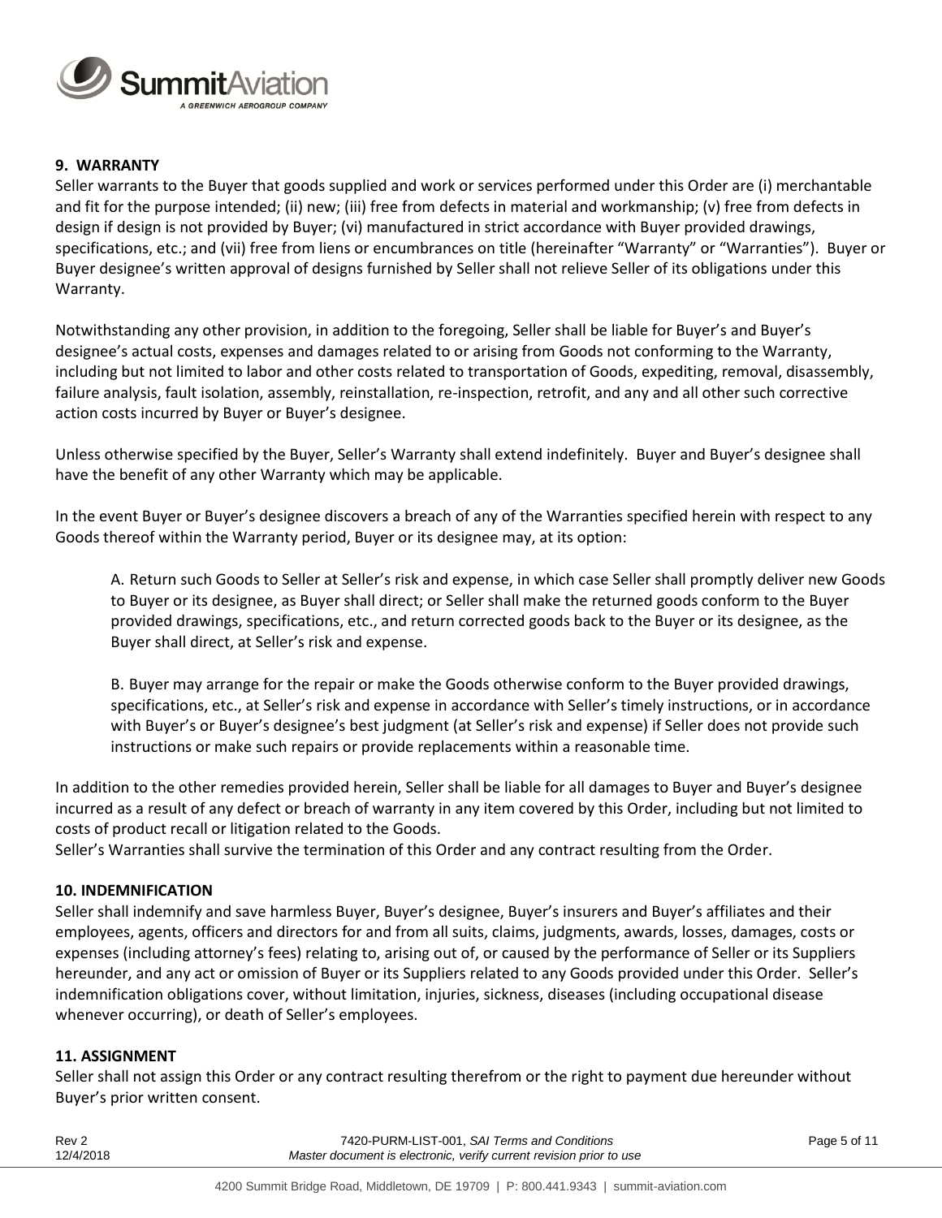## 9. WARRANTY

Seller warrants to the Buyer that goods supplied and work or services performed under this Order are (i) merchantable and fit for the purpose intended; (ii) new; (iii) free from defects in material and workmanship; (v) free from defects in design if design is not provided by Buyer; (vi) manufactured in strict accordance with Buyer provided drawings, specifications, etc.; and (vii) free from liens or encumbrances on title (hereinafter "Warranty" or "Warranties"). Buyer or Buyer designee's written approval of designs furnished by Seller shall not relieve Seller of its obligations under this Warranty.

Notwithstanding any other provision, in addition to the foregoing, Seller shall be liable for Buyer's and Buyer's designee's actual costs, expenses and damages related to or arising from Goods not conforming to the Warranty, including but not limited to labor and other costs related to transportation of Goods, expediting, removal, disassembly, failure analysis, fault isolation, assembly, reinstallation, re-inspection, retrofit, and any and all other such corrective action costs incurred by Buyer or Buyer's designee.

Unless otherwise specified by the Buyer, Seller's Warranty shall extend indefinitely. Buyer and Buyer's designee shall have the benefit of any other Warranty which may be applicable.

In the event Buyer or Buyer's designee discovers a breach of any of the Warranties specified herein with respect to any Goods thereof within the Warranty period, Buyer or its designee may, at its option:

A. Return such Goods to Seller at Seller's risk and expense, in which case Seller shall promptly deliver new Goods to Buyer or its designee, as Buyer shall direct; or Seller shall make the returned goods conform to the Buyer provided drawings, specifications, etc., and return corrected goods back to the Buyer or its designee, as the Buyer shall direct, at Seller's risk and expense.

B. Buyer may arrange for the repair or make the Goods otherwise conform to the Buyer provided drawings, specifications, etc., at Seller's risk and expense in accordance with Seller's timely instructions, or in accordance with Buyer's or Buyer's designee's best judgment (at Seller's risk and expense) if Seller does not provide such instructions or make such repairs or provide replacements within a reasonable time.

In addition to the other remedies provided herein, Seller shall be liable for all damages to Buyer and Buyer's designee incurred as a result of any defect or breach of warranty in any item covered by this Order, including but not limited to costs of product recall or litigation related to the Goods.
Seller's Warranties shall survive the termination of this Order and any contract resulting from the Order.

## 10. INDEMNIFICATION

Seller shall indemnify and save harmless Buyer, Buyer's designee, Buyer's insurers and Buyer's affiliates and their employees, agents, officers and directors for and from all suits, claims, judgments, awards, losses, damages, costs or expenses (including attorney's fees) relating to, arising out of, or caused by the performance of Seller or its Suppliers hereunder, and any act or omission of Buyer or its Suppliers related to any Goods provided under this Order. Seller's indemnification obligations cover, without limitation, injuries, sickness, diseases (including occupational disease whenever occurring), or death of Seller's employees.

## 11. ASSIGNMENT

Seller shall not assign this Order or any contract resulting therefrom or the right to payment due hereunder without Buyer's prior written consent.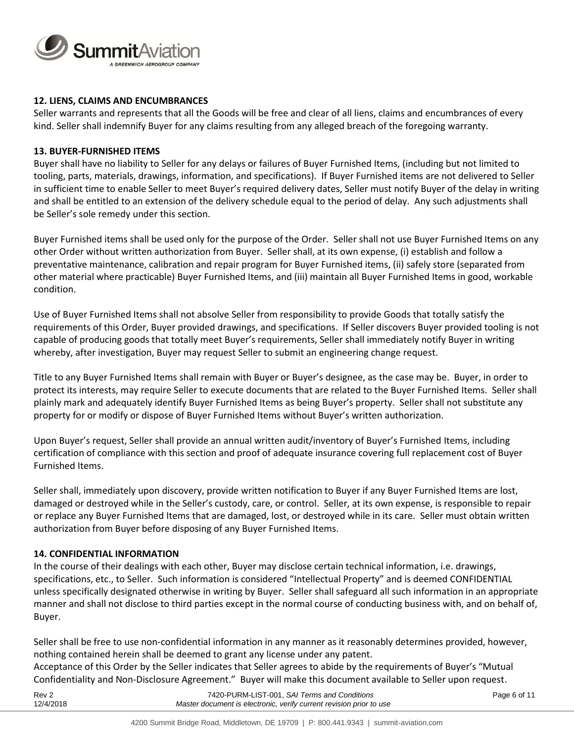### 12. LIENS, CLAIMS AND ENCUMBRANCES

Seller warrants and represents that all the Goods will be free and clear of all liens, claims and encumbrances of every kind. Seller shall indemnify Buyer for any claims resulting from any alleged breach of the foregoing warranty.

### 13. BUYER-FURNISHED ITEMS

Buyer shall have no liability to Seller for any delays or failures of Buyer Furnished Items, (including but not limited to tooling, parts, materials, drawings, information, and specifications). If Buyer Furnished items are not delivered to Seller in sufficient time to enable Seller to meet Buyer's required delivery dates, Seller must notify Buyer of the delay in writing and shall be entitled to an extension of the delivery schedule equal to the period of delay. Any such adjustments shall be Seller's sole remedy under this section.

Buyer Furnished items shall be used only for the purpose of the Order. Seller shall not use Buyer Furnished Items on any other Order without written authorization from Buyer. Seller shall, at its own expense, (i) establish and follow a preventative maintenance, calibration and repair program for Buyer Furnished items, (ii) safely store (separated from other material where practicable) Buyer Furnished Items, and (iii) maintain all Buyer Furnished Items in good, workable condition.

Use of Buyer Furnished Items shall not absolve Seller from responsibility to provide Goods that totally satisfy the requirements of this Order, Buyer provided drawings, and specifications. If Seller discovers Buyer provided tooling is not capable of producing goods that totally meet Buyer's requirements, Seller shall immediately notify Buyer in writing whereby, after investigation, Buyer may request Seller to submit an engineering change request.

Title to any Buyer Furnished Items shall remain with Buyer or Buyer's designee, as the case may be. Buyer, in order to protect its interests, may require Seller to execute documents that are related to the Buyer Furnished Items. Seller shall plainly mark and adequately identify Buyer Furnished Items as being Buyer's property. Seller shall not substitute any property for or modify or dispose of Buyer Furnished Items without Buyer's written authorization.

Upon Buyer's request, Seller shall provide an annual written audit/inventory of Buyer's Furnished Items, including certification of compliance with this section and proof of adequate insurance covering full replacement cost of Buyer Furnished Items.

Seller shall, immediately upon discovery, provide written notification to Buyer if any Buyer Furnished Items are lost, damaged or destroyed while in the Seller's custody, care, or control. Seller, at its own expense, is responsible to repair or replace any Buyer Furnished Items that are damaged, lost, or destroyed while in its care. Seller must obtain written authorization from Buyer before disposing of any Buyer Furnished Items.

### 14. CONFIDENTIAL INFORMATION

In the course of their dealings with each other, Buyer may disclose certain technical information, i.e. drawings, specifications, etc., to Seller. Such information is considered "Intellectual Property" and is deemed CONFIDENTIAL unless specifically designated otherwise in writing by Buyer. Seller shall safeguard all such information in an appropriate manner and shall not disclose to third parties except in the normal course of conducting business with, and on behalf of, Buyer.

Seller shall be free to use non-confidential information in any manner as it reasonably determines provided, however, nothing contained herein shall be deemed to grant any license under any patent.
Acceptance of this Order by the Seller indicates that Seller agrees to abide by the requirements of Buyer's "Mutual Confidentiality and Non-Disclosure Agreement." Buyer will make this document available to Seller upon request.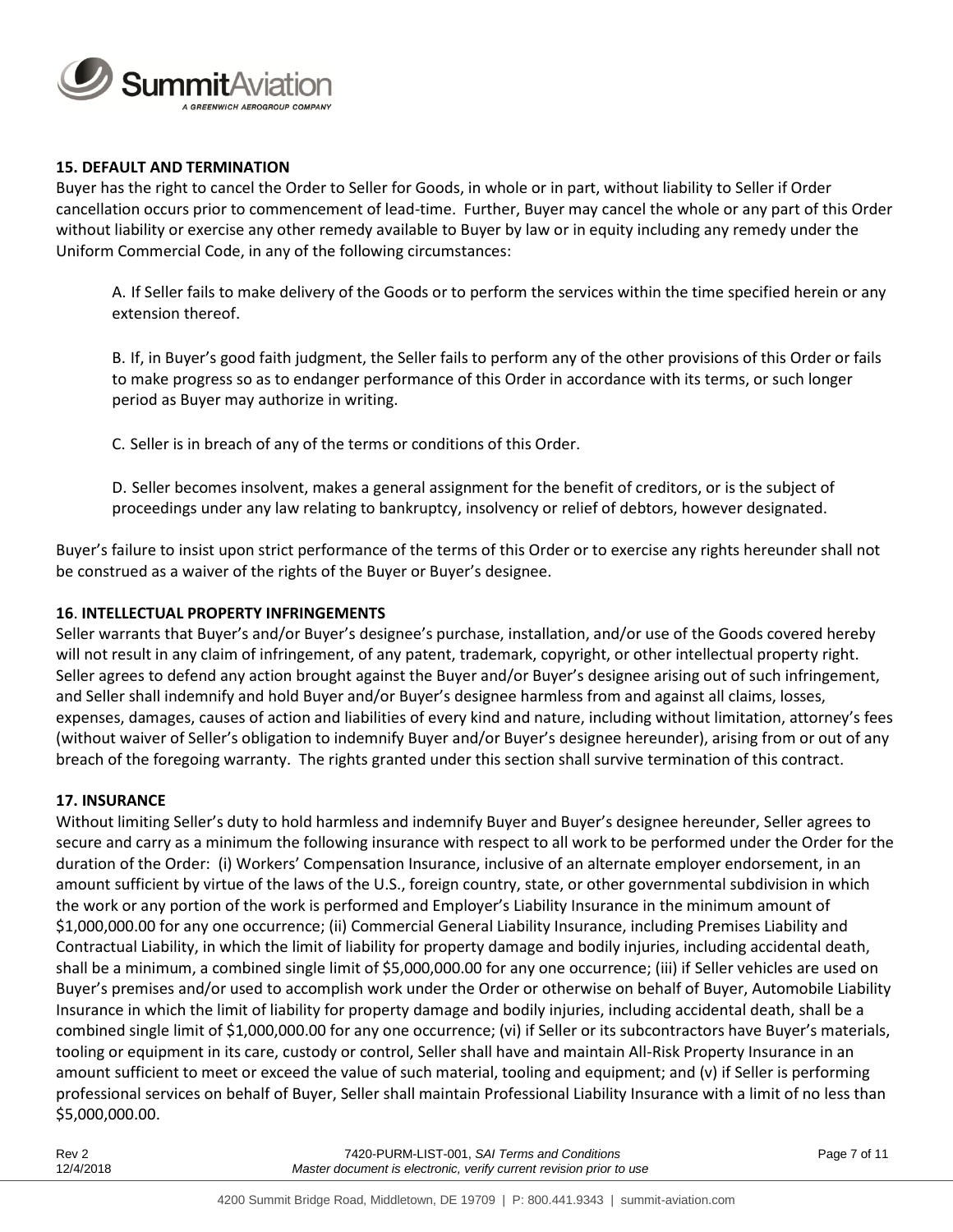**15. DEFAULT AND TERMINATION**

Buyer has the right to cancel the Order to Seller for Goods, in whole or in part, without liability to Seller if Order cancellation occurs prior to commencement of lead-time. Further, Buyer may cancel the whole or any part of this Order without liability or exercise any other remedy available to Buyer by law or in equity including any remedy under the Uniform Commercial Code, in any of the following circumstances:

A. If Seller fails to make delivery of the Goods or to perform the services within the time specified herein or any extension thereof.

B. If, in Buyer's good faith judgment, the Seller fails to perform any of the other provisions of this Order or fails to make progress so as to endanger performance of this Order in accordance with its terms, or such longer period as Buyer may authorize in writing.

C. Seller is in breach of any of the terms or conditions of this Order.

D. Seller becomes insolvent, makes a general assignment for the benefit of creditors, or is the subject of proceedings under any law relating to bankruptcy, insolvency or relief of debtors, however designated.

Buyer's failure to insist upon strict performance of the terms of this Order or to exercise any rights hereunder shall not be construed as a waiver of the rights of the Buyer or Buyer's designee.

**16. INTELLECTUAL PROPERTY INFRINGEMENTS**

Seller warrants that Buyer's and/or Buyer's designee's purchase, installation, and/or use of the Goods covered hereby will not result in any claim of infringement, of any patent, trademark, copyright, or other intellectual property right. Seller agrees to defend any action brought against the Buyer and/or Buyer's designee arising out of such infringement, and Seller shall indemnify and hold Buyer and/or Buyer's designee harmless from and against all claims, losses, expenses, damages, causes of action and liabilities of every kind and nature, including without limitation, attorney's fees (without waiver of Seller's obligation to indemnify Buyer and/or Buyer's designee hereunder), arising from or out of any breach of the foregoing warranty. The rights granted under this section shall survive termination of this contract.

**17. INSURANCE**

Without limiting Seller's duty to hold harmless and indemnify Buyer and Buyer's designee hereunder, Seller agrees to secure and carry as a minimum the following insurance with respect to all work to be performed under the Order for the duration of the Order: (i) Workers' Compensation Insurance, inclusive of an alternate employer endorsement, in an amount sufficient by virtue of the laws of the U.S., foreign country, state, or other governmental subdivision in which the work or any portion of the work is performed and Employer's Liability Insurance in the minimum amount of $1,000,000.00 for any one occurrence; (ii) Commercial General Liability Insurance, including Premises Liability and Contractual Liability, in which the limit of liability for property damage and bodily injuries, including accidental death, shall be a minimum, a combined single limit of $5,000,000.00 for any one occurrence; (iii) if Seller vehicles are used on Buyer's premises and/or used to accomplish work under the Order or otherwise on behalf of Buyer, Automobile Liability Insurance in which the limit of liability for property damage and bodily injuries, including accidental death, shall be a combined single limit of $1,000,000.00 for any one occurrence; (vi) if Seller or its subcontractors have Buyer's materials, tooling or equipment in its care, custody or control, Seller shall have and maintain All-Risk Property Insurance in an amount sufficient to meet or exceed the value of such material, tooling and equipment; and (v) if Seller is performing professional services on behalf of Buyer, Seller shall maintain Professional Liability Insurance with a limit of no less than $5,000,000.00.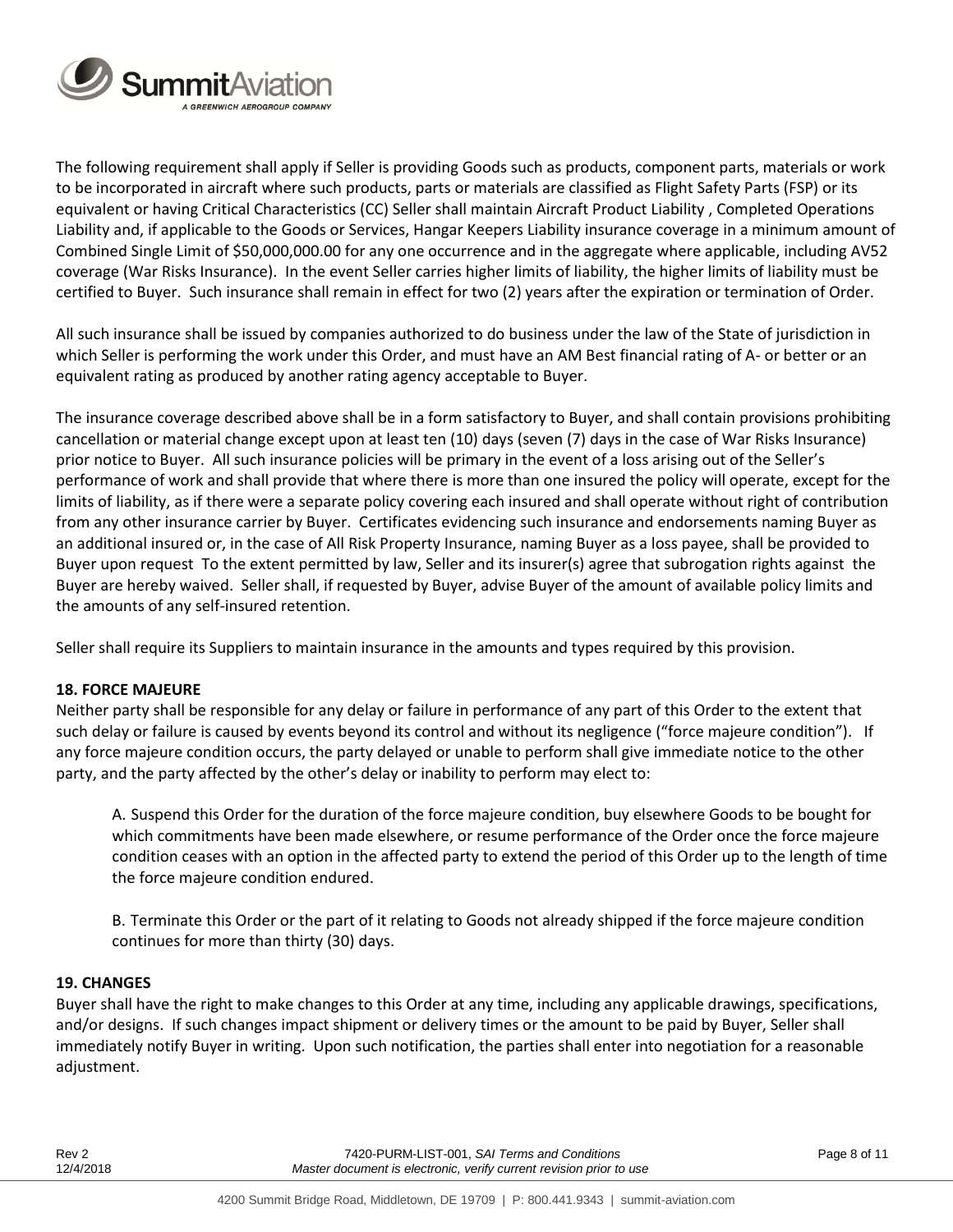The following requirement shall apply if Seller is providing Goods such as products, component parts, materials or work to be incorporated in aircraft where such products, parts or materials are classified as Flight Safety Parts (FSP) or its equivalent or having Critical Characteristics (CC) Seller shall maintain Aircraft Product Liability , Completed Operations Liability and, if applicable to the Goods or Services, Hangar Keepers Liability insurance coverage in a minimum amount of Combined Single Limit of $50,000,000.00 for any one occurrence and in the aggregate where applicable, including AV52 coverage (War Risks Insurance). In the event Seller carries higher limits of liability, the higher limits of liability must be certified to Buyer. Such insurance shall remain in effect for two (2) years after the expiration or termination of Order.

All such insurance shall be issued by companies authorized to do business under the law of the State of jurisdiction in which Seller is performing the work under this Order, and must have an AM Best financial rating of A- or better or an equivalent rating as produced by another rating agency acceptable to Buyer.

The insurance coverage described above shall be in a form satisfactory to Buyer, and shall contain provisions prohibiting cancellation or material change except upon at least ten (10) days (seven (7) days in the case of War Risks Insurance) prior notice to Buyer. All such insurance policies will be primary in the event of a loss arising out of the Seller's performance of work and shall provide that where there is more than one insured the policy will operate, except for the limits of liability, as if there were a separate policy covering each insured and shall operate without right of contribution from any other insurance carrier by Buyer. Certificates evidencing such insurance and endorsements naming Buyer as an additional insured or, in the case of All Risk Property Insurance, naming Buyer as a loss payee, shall be provided to Buyer upon request To the extent permitted by law, Seller and its insurer(s) agree that subrogation rights against the Buyer are hereby waived. Seller shall, if requested by Buyer, advise Buyer of the amount of available policy limits and the amounts of any self-insured retention.

Seller shall require its Suppliers to maintain insurance in the amounts and types required by this provision.

**18. FORCE MAJEURE**

Neither party shall be responsible for any delay or failure in performance of any part of this Order to the extent that such delay or failure is caused by events beyond its control and without its negligence ("force majeure condition"). If any force majeure condition occurs, the party delayed or unable to perform shall give immediate notice to the other party, and the party affected by the other's delay or inability to perform may elect to:

A. Suspend this Order for the duration of the force majeure condition, buy elsewhere Goods to be bought for which commitments have been made elsewhere, or resume performance of the Order once the force majeure condition ceases with an option in the affected party to extend the period of this Order up to the length of time the force majeure condition endured.

B. Terminate this Order or the part of it relating to Goods not already shipped if the force majeure condition continues for more than thirty (30) days.

**19. CHANGES**

Buyer shall have the right to make changes to this Order at any time, including any applicable drawings, specifications, and/or designs. If such changes impact shipment or delivery times or the amount to be paid by Buyer, Seller shall immediately notify Buyer in writing. Upon such notification, the parties shall enter into negotiation for a reasonable adjustment.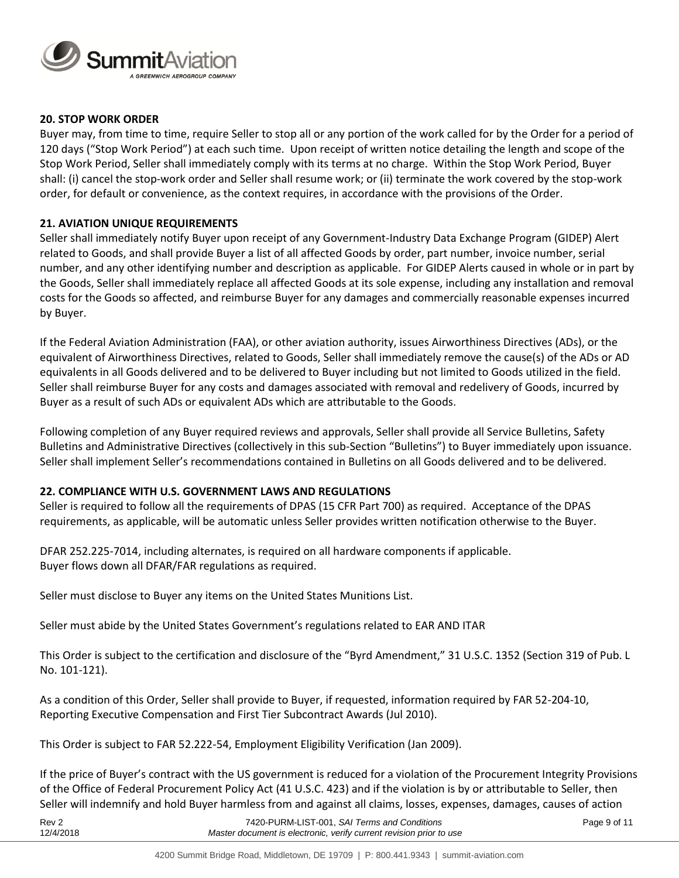## 20. STOP WORK ORDER

Buyer may, from time to time, require Seller to stop all or any portion of the work called for by the Order for a period of 120 days ("Stop Work Period") at each such time. Upon receipt of written notice detailing the length and scope of the Stop Work Period, Seller shall immediately comply with its terms at no charge. Within the Stop Work Period, Buyer shall: (i) cancel the stop-work order and Seller shall resume work; or (ii) terminate the work covered by the stop-work order, for default or convenience, as the context requires, in accordance with the provisions of the Order.

## 21. AVIATION UNIQUE REQUIREMENTS

Seller shall immediately notify Buyer upon receipt of any Government-Industry Data Exchange Program (GIDEP) Alert related to Goods, and shall provide Buyer a list of all affected Goods by order, part number, invoice number, serial number, and any other identifying number and description as applicable. For GIDEP Alerts caused in whole or in part by the Goods, Seller shall immediately replace all affected Goods at its sole expense, including any installation and removal costs for the Goods so affected, and reimburse Buyer for any damages and commercially reasonable expenses incurred by Buyer.

If the Federal Aviation Administration (FAA), or other aviation authority, issues Airworthiness Directives (ADs), or the equivalent of Airworthiness Directives, related to Goods, Seller shall immediately remove the cause(s) of the ADs or AD equivalents in all Goods delivered and to be delivered to Buyer including but not limited to Goods utilized in the field. Seller shall reimburse Buyer for any costs and damages associated with removal and redelivery of Goods, incurred by Buyer as a result of such ADs or equivalent ADs which are attributable to the Goods.

Following completion of any Buyer required reviews and approvals, Seller shall provide all Service Bulletins, Safety Bulletins and Administrative Directives (collectively in this sub-Section "Bulletins") to Buyer immediately upon issuance. Seller shall implement Seller's recommendations contained in Bulletins on all Goods delivered and to be delivered.

## 22. COMPLIANCE WITH U.S. GOVERNMENT LAWS AND REGULATIONS

Seller is required to follow all the requirements of DPAS (15 CFR Part 700) as required. Acceptance of the DPAS requirements, as applicable, will be automatic unless Seller provides written notification otherwise to the Buyer.

DFAR 252.225-7014, including alternates, is required on all hardware components if applicable.
Buyer flows down all DFAR/FAR regulations as required.

Seller must disclose to Buyer any items on the United States Munitions List.

Seller must abide by the United States Government's regulations related to EAR AND ITAR

This Order is subject to the certification and disclosure of the "Byrd Amendment," 31 U.S.C. 1352 (Section 319 of Pub. L No. 101-121).

As a condition of this Order, Seller shall provide to Buyer, if requested, information required by FAR 52-204-10, Reporting Executive Compensation and First Tier Subcontract Awards (Jul 2010).

This Order is subject to FAR 52.222-54, Employment Eligibility Verification (Jan 2009).

If the price of Buyer's contract with the US government is reduced for a violation of the Procurement Integrity Provisions of the Office of Federal Procurement Policy Act (41 U.S.C. 423) and if the violation is by or attributable to Seller, then Seller will indemnify and hold Buyer harmless from and against all claims, losses, expenses, damages, causes of action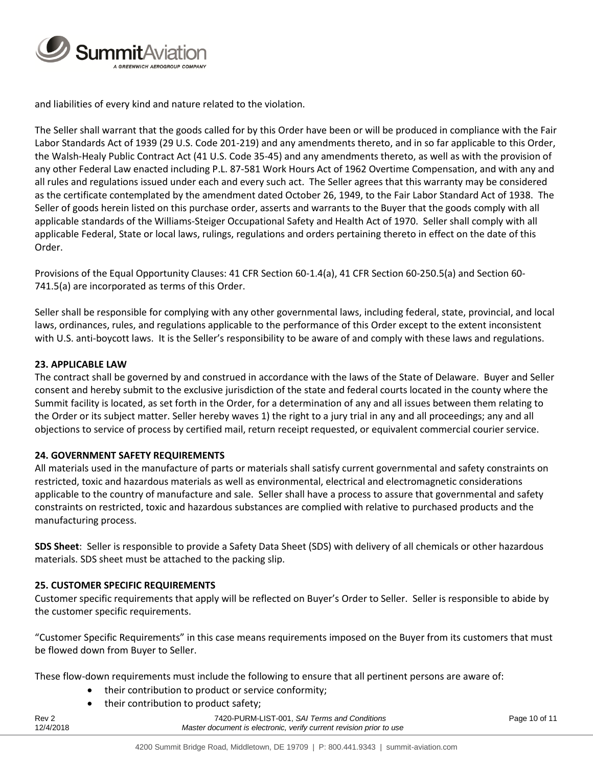and liabilities of every kind and nature related to the violation.

The Seller shall warrant that the goods called for by this Order have been or will be produced in compliance with the Fair Labor Standards Act of 1939 (29 U.S. Code 201-219) and any amendments thereto, and in so far applicable to this Order, the Walsh-Healy Public Contract Act (41 U.S. Code 35-45) and any amendments thereto, as well as with the provision of any other Federal Law enacted including P.L. 87-581 Work Hours Act of 1962 Overtime Compensation, and with any and all rules and regulations issued under each and every such act. The Seller agrees that this warranty may be considered as the certificate contemplated by the amendment dated October 26, 1949, to the Fair Labor Standard Act of 1938. The Seller of goods herein listed on this purchase order, asserts and warrants to the Buyer that the goods comply with all applicable standards of the Williams-Steiger Occupational Safety and Health Act of 1970. Seller shall comply with all applicable Federal, State or local laws, rulings, regulations and orders pertaining thereto in effect on the date of this Order.

Provisions of the Equal Opportunity Clauses: 41 CFR Section 60-1.4(a), 41 CFR Section 60-250.5(a) and Section 60-741.5(a) are incorporated as terms of this Order.

Seller shall be responsible for complying with any other governmental laws, including federal, state, provincial, and local laws, ordinances, rules, and regulations applicable to the performance of this Order except to the extent inconsistent with U.S. anti-boycott laws. It is the Seller's responsibility to be aware of and comply with these laws and regulations.

**23. APPLICABLE LAW**

The contract shall be governed by and construed in accordance with the laws of the State of Delaware. Buyer and Seller consent and hereby submit to the exclusive jurisdiction of the state and federal courts located in the county where the Summit facility is located, as set forth in the Order, for a determination of any and all issues between them relating to the Order or its subject matter. Seller hereby waves 1) the right to a jury trial in any and all proceedings; any and all objections to service of process by certified mail, return receipt requested, or equivalent commercial courier service.

**24. GOVERNMENT SAFETY REQUIREMENTS**

All materials used in the manufacture of parts or materials shall satisfy current governmental and safety constraints on restricted, toxic and hazardous materials as well as environmental, electrical and electromagnetic considerations applicable to the country of manufacture and sale. Seller shall have a process to assure that governmental and safety constraints on restricted, toxic and hazardous substances are complied with relative to purchased products and the manufacturing process.

**SDS Sheet**: Seller is responsible to provide a Safety Data Sheet (SDS) with delivery of all chemicals or other hazardous materials. SDS sheet must be attached to the packing slip.

**25. CUSTOMER SPECIFIC REQUIREMENTS**

Customer specific requirements that apply will be reflected on Buyer's Order to Seller. Seller is responsible to abide by the customer specific requirements.

"Customer Specific Requirements" in this case means requirements imposed on the Buyer from its customers that must be flowed down from Buyer to Seller.

These flow-down requirements must include the following to ensure that all pertinent persons are aware of:

- their contribution to product or service conformity;
- their contribution to product safety;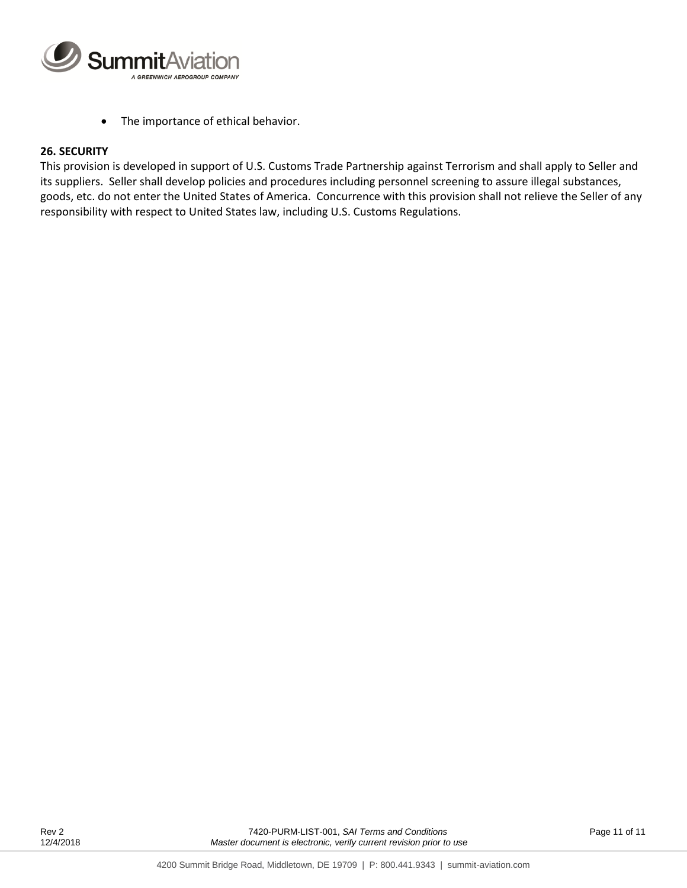- The importance of ethical behavior.

**26. SECURITY**

This provision is developed in support of U.S. Customs Trade Partnership against Terrorism and shall apply to Seller and its suppliers. Seller shall develop policies and procedures including personnel screening to assure illegal substances, goods, etc. do not enter the United States of America. Concurrence with this provision shall not relieve the Seller of any responsibility with respect to United States law, including U.S. Customs Regulations.